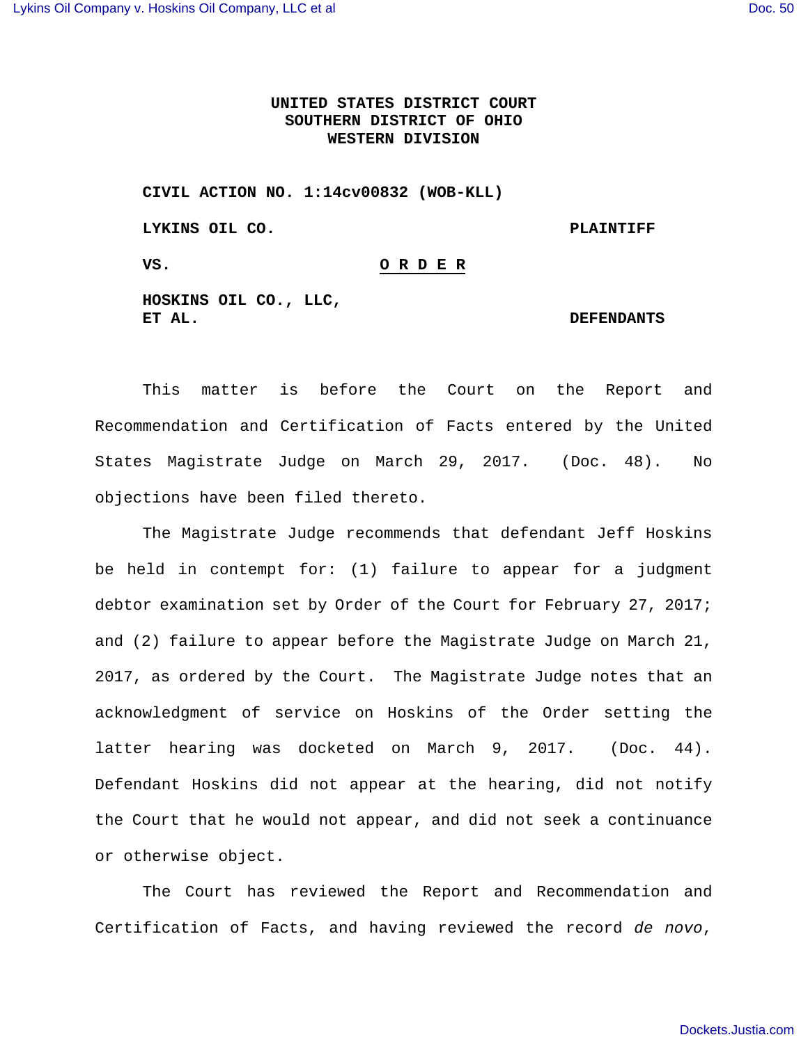# UNITED STATES DISTRICT COURT
# SOUTHERN DISTRICT OF OHIO
# WESTERN DIVISION

**CIVIL ACTION NO. 1:14cv00832 (WOB-KLL)**

**LYKINS OIL CO.** **PLAINTIFF**

**VS.** **O R D E R**

**HOSKINS OIL CO., LLC, ET AL.** **DEFENDANTS**

This matter is before the Court on the Report and Recommendation and Certification of Facts entered by the United States Magistrate Judge on March 29, 2017. (Doc. 48). No objections have been filed thereto.

The Magistrate Judge recommends that defendant Jeff Hoskins be held in contempt for: (1) failure to appear for a judgment debtor examination set by Order of the Court for February 27, 2017; and (2) failure to appear before the Magistrate Judge on March 21, 2017, as ordered by the Court. The Magistrate Judge notes that an acknowledgment of service on Hoskins of the Order setting the latter hearing was docketed on March 9, 2017. (Doc. 44). Defendant Hoskins did not appear at the hearing, did not notify the Court that he would not appear, and did not seek a continuance or otherwise object.

The Court has reviewed the Report and Recommendation and Certification of Facts, and having reviewed the record *de novo*,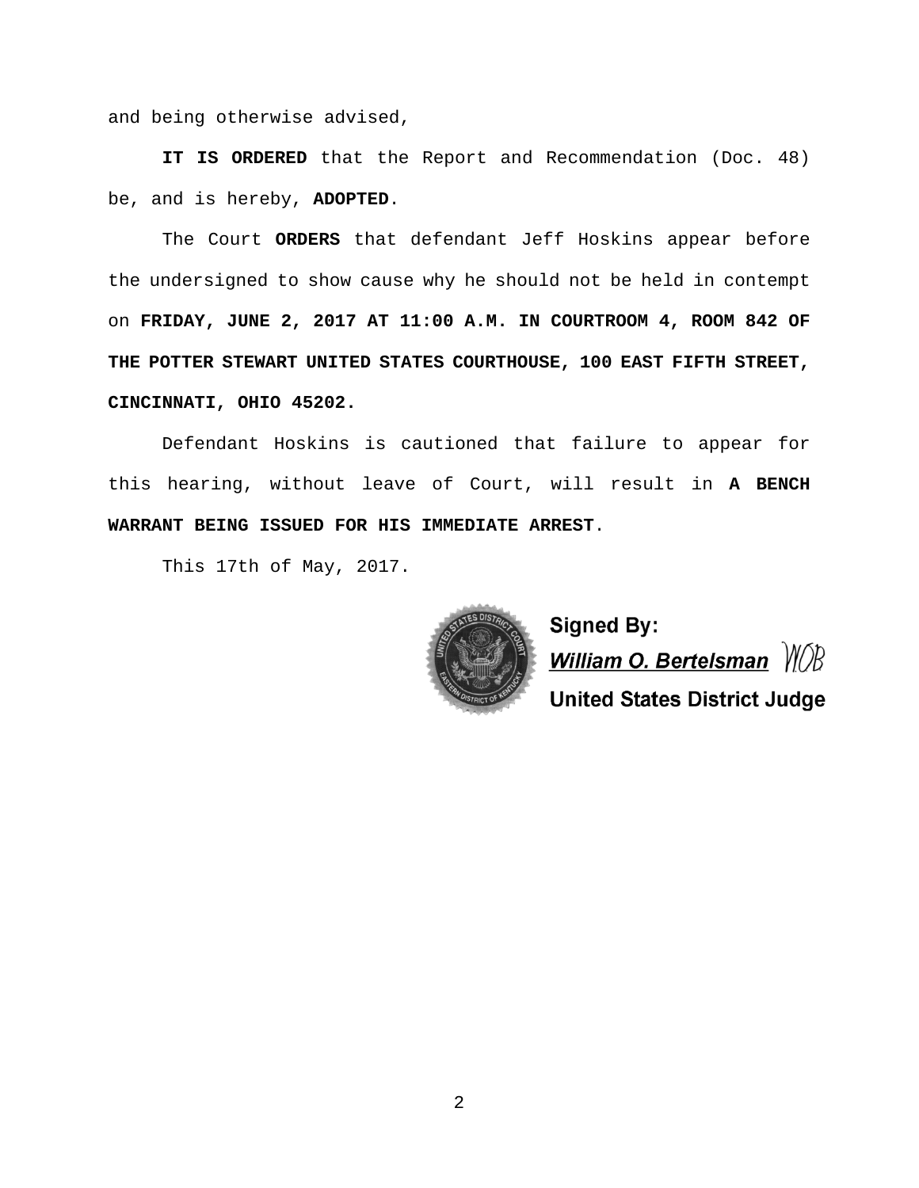and being otherwise advised,

**IT IS ORDERED** that the Report and Recommendation (Doc. 48) be, and is hereby, **ADOPTED**.

The Court **ORDERS** that defendant Jeff Hoskins appear before the undersigned to show cause why he should not be held in contempt on **FRIDAY, JUNE 2, 2017 AT 11:00 A.M. IN COURTROOM 4, ROOM 842 OF THE POTTER STEWART UNITED STATES COURTHOUSE, 100 EAST FIFTH STREET, CINCINNATI, OHIO 45202.**

Defendant Hoskins is cautioned that failure to appear for this hearing, without leave of Court, will result in **A BENCH WARRANT BEING ISSUED FOR HIS IMMEDIATE ARREST**.

This 17th of May, 2017.

**Signed By:**
***William O. Bertelsman*** WOB
**United States District Judge**